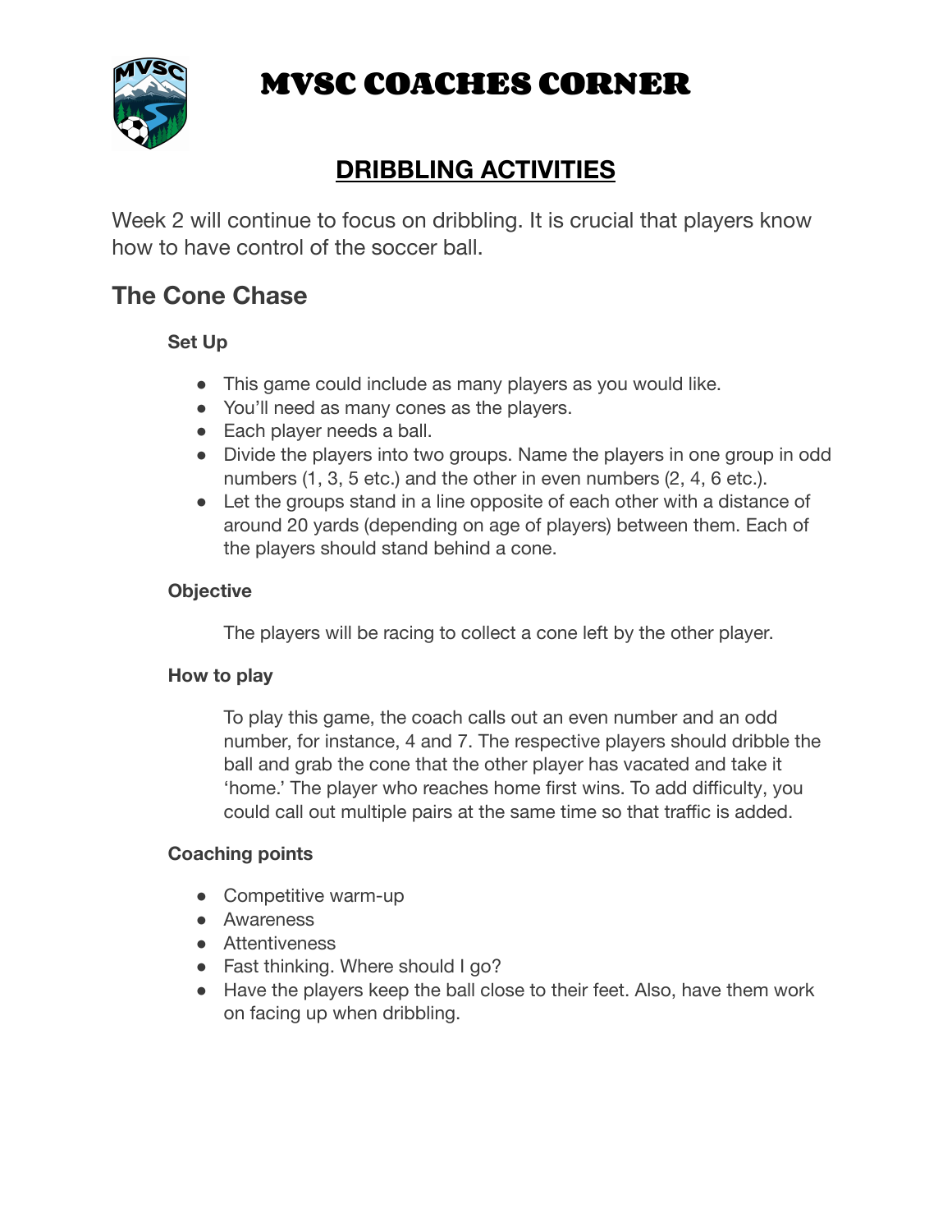# MVSC COACHES CORNER

## DRIBBLING ACTIVITIES

Week 2 will continue to focus on dribbling. It is crucial that players know how to have control of the soccer ball.

## The Cone Chase

### Set Up

- This game could include as many players as you would like.
- You'll need as many cones as the players.
- Each player needs a ball.
- Divide the players into two groups. Name the players in one group in odd numbers (1, 3, 5 etc.) and the other in even numbers (2, 4, 6 etc.).
- Let the groups stand in a line opposite of each other with a distance of around 20 yards (depending on age of players) between them. Each of the players should stand behind a cone.

### Objective

The players will be racing to collect a cone left by the other player.

### How to play

To play this game, the coach calls out an even number and an odd number, for instance, 4 and 7. The respective players should dribble the ball and grab the cone that the other player has vacated and take it 'home.' The player who reaches home first wins. To add difficulty, you could call out multiple pairs at the same time so that traffic is added.

### Coaching points

- Competitive warm-up
- Awareness
- Attentiveness
- Fast thinking. Where should I go?
- Have the players keep the ball close to their feet. Also, have them work on facing up when dribbling.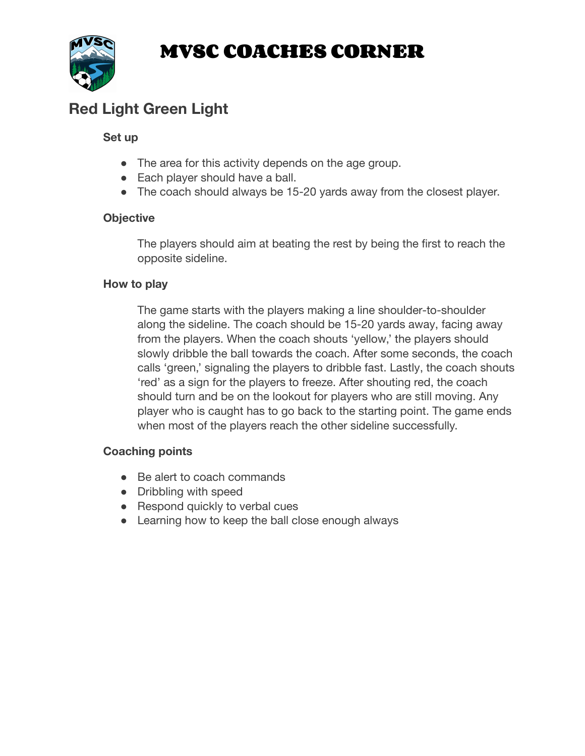# MVSC COACHES CORNER

## Red Light Green Light

### Set up

- The area for this activity depends on the age group.
- Each player should have a ball.
- The coach should always be 15-20 yards away from the closest player.

### Objective

The players should aim at beating the rest by being the first to reach the opposite sideline.

### How to play

The game starts with the players making a line shoulder-to-shoulder along the sideline. The coach should be 15-20 yards away, facing away from the players. When the coach shouts 'yellow,' the players should slowly dribble the ball towards the coach. After some seconds, the coach calls 'green,' signaling the players to dribble fast. Lastly, the coach shouts 'red' as a sign for the players to freeze. After shouting red, the coach should turn and be on the lookout for players who are still moving. Any player who is caught has to go back to the starting point. The game ends when most of the players reach the other sideline successfully.

### Coaching points

- Be alert to coach commands
- Dribbling with speed
- Respond quickly to verbal cues
- Learning how to keep the ball close enough always